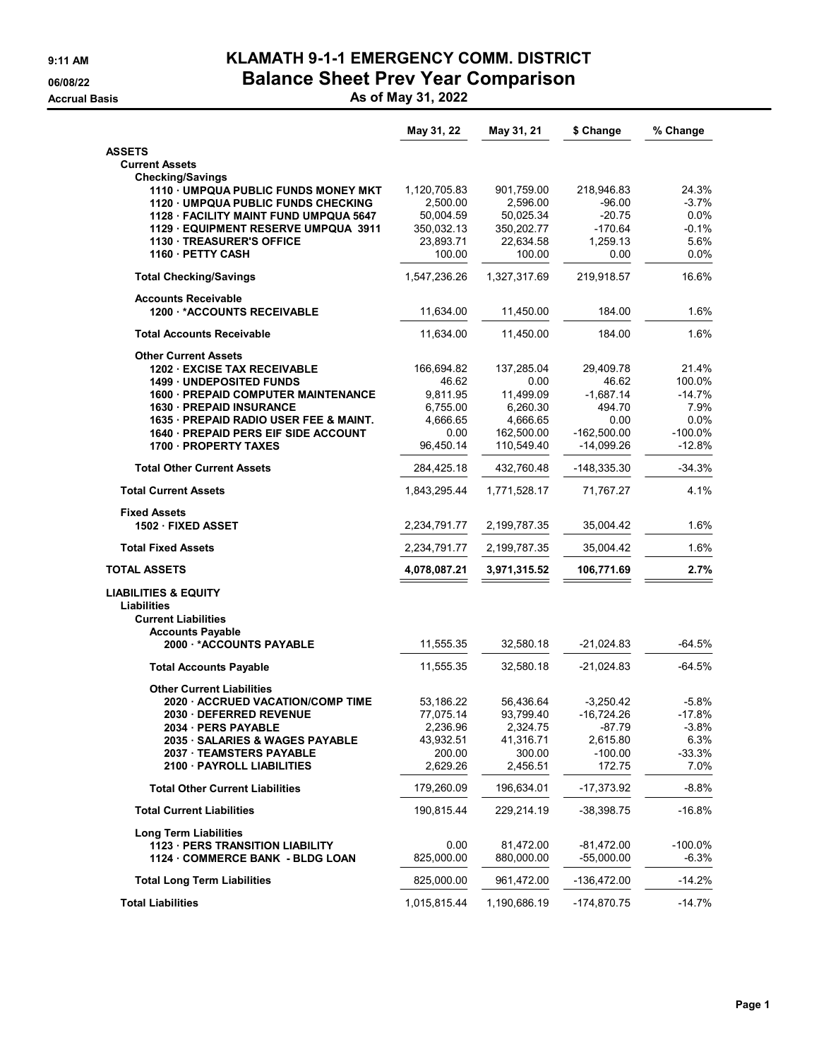**9:11 AM**
**06/08/22**
**Accrual Basis**

# KLAMATH 9-1-1 EMERGENCY COMM. DISTRICT
## Balance Sheet Prev Year Comparison
### As of May 31, 2022

| | May 31, 22 | May 31, 21 | $ Change | % Change |
|---|---|---|---|---|
| **ASSETS** | | | | |
| **Current Assets** | | | | |
| **Checking/Savings** | | | | |
| **1110 · UMPQUA PUBLIC FUNDS MONEY MKT** | 1,120,705.83 | 901,759.00 | 218,946.83 | 24.3% |
| **1120 · UMPQUA PUBLIC FUNDS CHECKING** | 2,500.00 | 2,596.00 | -96.00 | -3.7% |
| **1128 · FACILITY MAINT FUND UMPQUA 5647** | 50,004.59 | 50,025.34 | -20.75 | 0.0% |
| **1129 · EQUIPMENT RESERVE UMPQUA 3911** | 350,032.13 | 350,202.77 | -170.64 | -0.1% |
| **1130 · TREASURER'S OFFICE** | 23,893.71 | 22,634.58 | 1,259.13 | 5.6% |
| **1160 · PETTY CASH** | 100.00 | 100.00 | 0.00 | 0.0% |
| **Total Checking/Savings** | 1,547,236.26 | 1,327,317.69 | 219,918.57 | 16.6% |
| **Accounts Receivable** | | | | |
| **1200 · *ACCOUNTS RECEIVABLE** | 11,634.00 | 11,450.00 | 184.00 | 1.6% |
| **Total Accounts Receivable** | 11,634.00 | 11,450.00 | 184.00 | 1.6% |
| **Other Current Assets** | | | | |
| **1202 · EXCISE TAX RECEIVABLE** | 166,694.82 | 137,285.04 | 29,409.78 | 21.4% |
| **1499 · UNDEPOSITED FUNDS** | 46.62 | 0.00 | 46.62 | 100.0% |
| **1600 · PREPAID COMPUTER MAINTENANCE** | 9,811.95 | 11,499.09 | -1,687.14 | -14.7% |
| **1630 · PREPAID INSURANCE** | 6,755.00 | 6,260.30 | 494.70 | 7.9% |
| **1635 · PREPAID RADIO USER FEE & MAINT.** | 4,666.65 | 4,666.65 | 0.00 | 0.0% |
| **1640 · PREPAID PERS EIF SIDE ACCOUNT** | 0.00 | 162,500.00 | -162,500.00 | -100.0% |
| **1700 · PROPERTY TAXES** | 96,450.14 | 110,549.40 | -14,099.26 | -12.8% |
| **Total Other Current Assets** | 284,425.18 | 432,760.48 | -148,335.30 | -34.3% |
| **Total Current Assets** | 1,843,295.44 | 1,771,528.17 | 71,767.27 | 4.1% |
| **Fixed Assets** | | | | |
| **1502 · FIXED ASSET** | 2,234,791.77 | 2,199,787.35 | 35,004.42 | 1.6% |
| **Total Fixed Assets** | 2,234,791.77 | 2,199,787.35 | 35,004.42 | 1.6% |
| **TOTAL ASSETS** | **4,078,087.21** | **3,971,315.52** | **106,771.69** | **2.7%** |
| **LIABILITIES & EQUITY** | | | | |
| **Liabilities** | | | | |
| **Current Liabilities** | | | | |
| **Accounts Payable** | | | | |
| **2000 · *ACCOUNTS PAYABLE** | 11,555.35 | 32,580.18 | -21,024.83 | -64.5% |
| **Total Accounts Payable** | 11,555.35 | 32,580.18 | -21,024.83 | -64.5% |
| **Other Current Liabilities** | | | | |
| **2020 · ACCRUED VACATION/COMP TIME** | 53,186.22 | 56,436.64 | -3,250.42 | -5.8% |
| **2030 · DEFERRED REVENUE** | 77,075.14 | 93,799.40 | -16,724.26 | -17.8% |
| **2034 · PERS PAYABLE** | 2,236.96 | 2,324.75 | -87.79 | -3.8% |
| **2035 · SALARIES & WAGES PAYABLE** | 43,932.51 | 41,316.71 | 2,615.80 | 6.3% |
| **2037 · TEAMSTERS PAYABLE** | 200.00 | 300.00 | -100.00 | -33.3% |
| **2100 · PAYROLL LIABILITIES** | 2,629.26 | 2,456.51 | 172.75 | 7.0% |
| **Total Other Current Liabilities** | 179,260.09 | 196,634.01 | -17,373.92 | -8.8% |
| **Total Current Liabilities** | 190,815.44 | 229,214.19 | -38,398.75 | -16.8% |
| **Long Term Liabilities** | | | | |
| **1123 · PERS TRANSITION LIABILITY** | 0.00 | 81,472.00 | -81,472.00 | -100.0% |
| **1124 · COMMERCE BANK - BLDG LOAN** | 825,000.00 | 880,000.00 | -55,000.00 | -6.3% |
| **Total Long Term Liabilities** | 825,000.00 | 961,472.00 | -136,472.00 | -14.2% |
| **Total Liabilities** | 1,015,815.44 | 1,190,686.19 | -174,870.75 | -14.7% |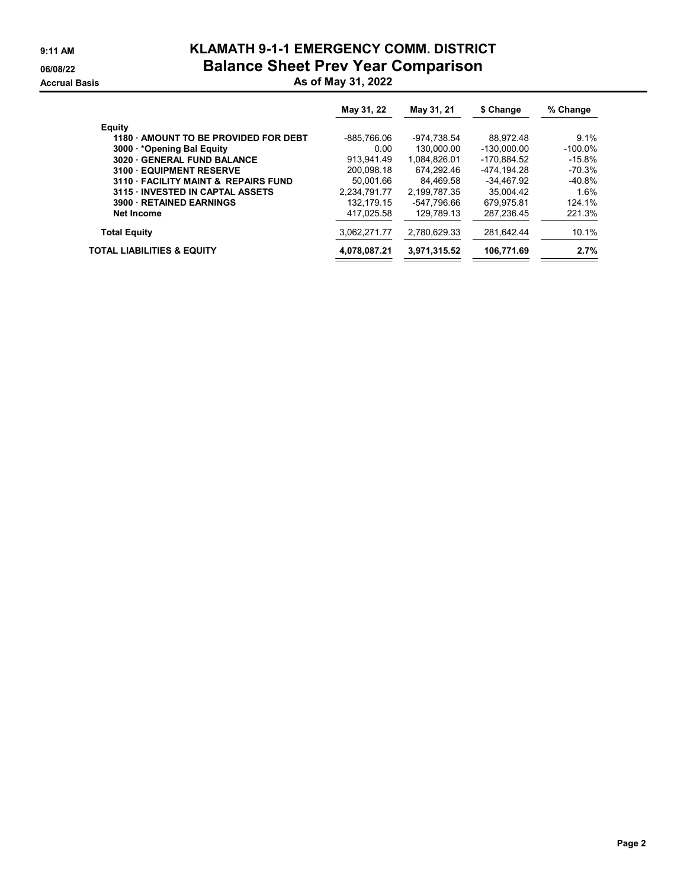# KLAMATH 9-1-1 EMERGENCY COMM. DISTRICT

## Balance Sheet Prev Year Comparison

As of May 31, 2022

9:11 AM
06/08/22
Accrual Basis

| | May 31, 22 | May 31, 21 | $ Change | % Change |
|---|---|---|---|---|
| **Equity** | | | | |
| **1180 · AMOUNT TO BE PROVIDED FOR DEBT** | -885,766.06 | -974,738.54 | 88,972.48 | 9.1% |
| **3000 · *Opening Bal Equity** | 0.00 | 130,000.00 | -130,000.00 | -100.0% |
| **3020 · GENERAL FUND BALANCE** | 913,941.49 | 1,084,826.01 | -170,884.52 | -15.8% |
| **3100 · EQUIPMENT RESERVE** | 200,098.18 | 674,292.46 | -474,194.28 | -70.3% |
| **3110 · FACILITY MAINT & REPAIRS FUND** | 50,001.66 | 84,469.58 | -34,467.92 | -40.8% |
| **3115 · INVESTED IN CAPTAL ASSETS** | 2,234,791.77 | 2,199,787.35 | 35,004.42 | 1.6% |
| **3900 · RETAINED EARNINGS** | 132,179.15 | -547,796.66 | 679,975.81 | 124.1% |
| **Net Income** | 417,025.58 | 129,789.13 | 287,236.45 | 221.3% |
| **Total Equity** | 3,062,271.77 | 2,780,629.33 | 281,642.44 | 10.1% |
| **TOTAL LIABILITIES & EQUITY** | **4,078,087.21** | **3,971,315.52** | **106,771.69** | **2.7%** |